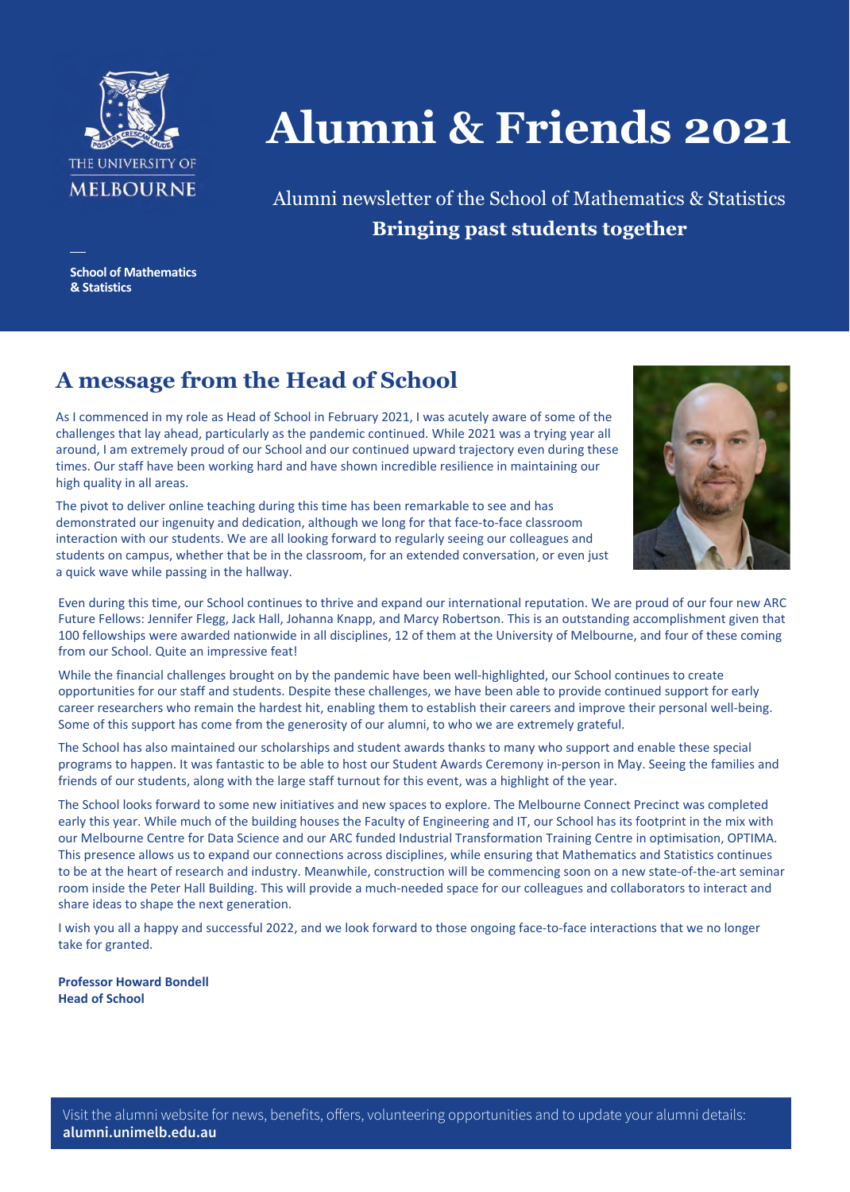THE UNIVERSITY OF MELBOURNE

**School of Mathematics & Statistics**

# Alumni & Friends 2021

Alumni newsletter of the School of Mathematics & Statistics

**Bringing past students together**

## A message from the Head of School

As I commenced in my role as Head of School in February 2021, I was acutely aware of some of the challenges that lay ahead, particularly as the pandemic continued. While 2021 was a trying year all around, I am extremely proud of our School and our continued upward trajectory even during these times. Our staff have been working hard and have shown incredible resilience in maintaining our high quality in all areas.

The pivot to deliver online teaching during this time has been remarkable to see and has demonstrated our ingenuity and dedication, although we long for that face-to-face classroom interaction with our students. We are all looking forward to regularly seeing our colleagues and students on campus, whether that be in the classroom, for an extended conversation, or even just a quick wave while passing in the hallway.

Even during this time, our School continues to thrive and expand our international reputation. We are proud of our four new ARC Future Fellows: Jennifer Flegg, Jack Hall, Johanna Knapp, and Marcy Robertson. This is an outstanding accomplishment given that 100 fellowships were awarded nationwide in all disciplines, 12 of them at the University of Melbourne, and four of these coming from our School. Quite an impressive feat!

While the financial challenges brought on by the pandemic have been well-highlighted, our School continues to create opportunities for our staff and students. Despite these challenges, we have been able to provide continued support for early career researchers who remain the hardest hit, enabling them to establish their careers and improve their personal well-being. Some of this support has come from the generosity of our alumni, to who we are extremely grateful.

The School has also maintained our scholarships and student awards thanks to many who support and enable these special programs to happen. It was fantastic to be able to host our Student Awards Ceremony in-person in May. Seeing the families and friends of our students, along with the large staff turnout for this event, was a highlight of the year.

The School looks forward to some new initiatives and new spaces to explore. The Melbourne Connect Precinct was completed early this year. While much of the building houses the Faculty of Engineering and IT, our School has its footprint in the mix with our Melbourne Centre for Data Science and our ARC funded Industrial Transformation Training Centre in optimisation, OPTIMA. This presence allows us to expand our connections across disciplines, while ensuring that Mathematics and Statistics continues to be at the heart of research and industry. Meanwhile, construction will be commencing soon on a new state-of-the-art seminar room inside the Peter Hall Building. This will provide a much-needed space for our colleagues and collaborators to interact and share ideas to shape the next generation.

I wish you all a happy and successful 2022, and we look forward to those ongoing face-to-face interactions that we no longer take for granted.

**Professor Howard Bondell**
**Head of School**

Visit the alumni website for news, benefits, offers, volunteering opportunities and to update your alumni details: **alumni.unimelb.edu.au**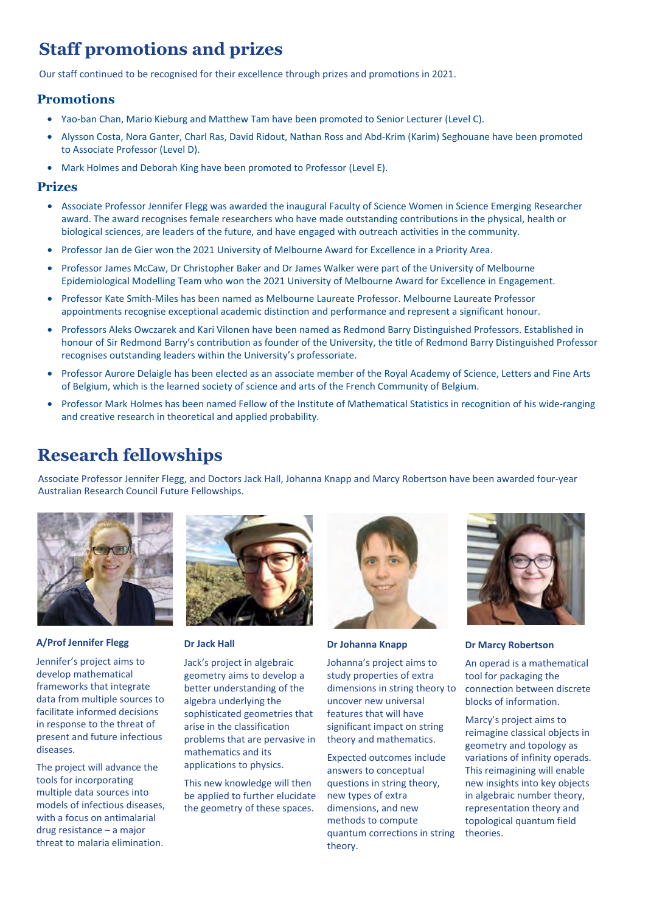# Staff promotions and prizes

Our staff continued to be recognised for their excellence through prizes and promotions in 2021.

## Promotions

- Yao-ban Chan, Mario Kieburg and Matthew Tam have been promoted to Senior Lecturer (Level C).
- Alysson Costa, Nora Ganter, Charl Ras, David Ridout, Nathan Ross and Abd-Krim (Karim) Seghouane have been promoted to Associate Professor (Level D).
- Mark Holmes and Deborah King have been promoted to Professor (Level E).

## Prizes

- Associate Professor Jennifer Flegg was awarded the inaugural Faculty of Science Women in Science Emerging Researcher award. The award recognises female researchers who have made outstanding contributions in the physical, health or biological sciences, are leaders of the future, and have engaged with outreach activities in the community.
- Professor Jan de Gier won the 2021 University of Melbourne Award for Excellence in a Priority Area.
- Professor James McCaw, Dr Christopher Baker and Dr James Walker were part of the University of Melbourne Epidemiological Modelling Team who won the 2021 University of Melbourne Award for Excellence in Engagement.
- Professor Kate Smith-Miles has been named as Melbourne Laureate Professor. Melbourne Laureate Professor appointments recognise exceptional academic distinction and performance and represent a significant honour.
- Professors Aleks Owczarek and Kari Vilonen have been named as Redmond Barry Distinguished Professors. Established in honour of Sir Redmond Barry's contribution as founder of the University, the title of Redmond Barry Distinguished Professor recognises outstanding leaders within the University's professoriate.
- Professor Aurore Delaigle has been elected as an associate member of the Royal Academy of Science, Letters and Fine Arts of Belgium, which is the learned society of science and arts of the French Community of Belgium.
- Professor Mark Holmes has been named Fellow of the Institute of Mathematical Statistics in recognition of his wide-ranging and creative research in theoretical and applied probability.

# Research fellowships

Associate Professor Jennifer Flegg, and Doctors Jack Hall, Johanna Knapp and Marcy Robertson have been awarded four-year Australian Research Council Future Fellowships.

**A/Prof Jennifer Flegg**

Jennifer's project aims to develop mathematical frameworks that integrate data from multiple sources to facilitate informed decisions in response to the threat of present and future infectious diseases.

The project will advance the tools for incorporating multiple data sources into models of infectious diseases, with a focus on antimalarial drug resistance – a major threat to malaria elimination.

**Dr Jack Hall**

Jack's project in algebraic geometry aims to develop a better understanding of the algebra underlying the sophisticated geometries that arise in the classification problems that are pervasive in mathematics and its applications to physics.

This new knowledge will then be applied to further elucidate the geometry of these spaces.

**Dr Johanna Knapp**

Johanna's project aims to study properties of extra dimensions in string theory to uncover new universal features that will have significant impact on string theory and mathematics.

Expected outcomes include answers to conceptual questions in string theory, new types of extra dimensions, and new methods to compute quantum corrections in string theory.

**Dr Marcy Robertson**

An operad is a mathematical tool for packaging the connection between discrete blocks of information.

Marcy's project aims to reimagine classical objects in geometry and topology as variations of infinity operads. This reimagining will enable new insights into key objects in algebraic number theory, representation theory and topological quantum field theories.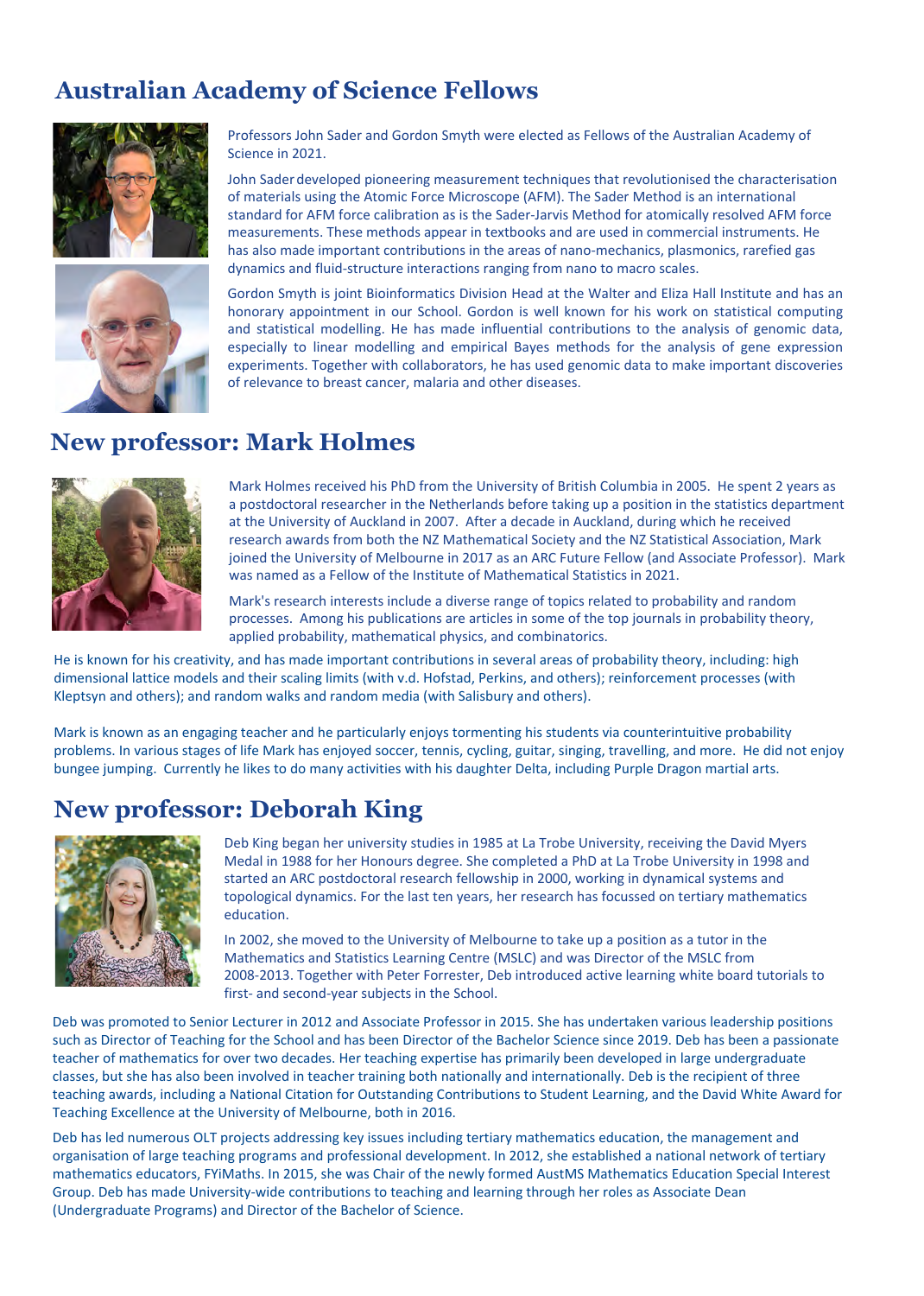## Australian Academy of Science Fellows

Professors John Sader and Gordon Smyth were elected as Fellows of the Australian Academy of Science in 2021.

John Sader developed pioneering measurement techniques that revolutionised the characterisation of materials using the Atomic Force Microscope (AFM). The Sader Method is an international standard for AFM force calibration as is the Sader-Jarvis Method for atomically resolved AFM force measurements. These methods appear in textbooks and are used in commercial instruments. He has also made important contributions in the areas of nano-mechanics, plasmonics, rarefied gas dynamics and fluid-structure interactions ranging from nano to macro scales.

Gordon Smyth is joint Bioinformatics Division Head at the Walter and Eliza Hall Institute and has an honorary appointment in our School. Gordon is well known for his work on statistical computing and statistical modelling. He has made influential contributions to the analysis of genomic data, especially to linear modelling and empirical Bayes methods for the analysis of gene expression experiments. Together with collaborators, he has used genomic data to make important discoveries of relevance to breast cancer, malaria and other diseases.

## New professor: Mark Holmes

Mark Holmes received his PhD from the University of British Columbia in 2005. He spent 2 years as a postdoctoral researcher in the Netherlands before taking up a position in the statistics department at the University of Auckland in 2007. After a decade in Auckland, during which he received research awards from both the NZ Mathematical Society and the NZ Statistical Association, Mark joined the University of Melbourne in 2017 as an ARC Future Fellow (and Associate Professor). Mark was named as a Fellow of the Institute of Mathematical Statistics in 2021.

Mark's research interests include a diverse range of topics related to probability and random processes. Among his publications are articles in some of the top journals in probability theory, applied probability, mathematical physics, and combinatorics.

He is known for his creativity, and has made important contributions in several areas of probability theory, including: high dimensional lattice models and their scaling limits (with v.d. Hofstad, Perkins, and others); reinforcement processes (with Kleptsyn and others); and random walks and random media (with Salisbury and others).

Mark is known as an engaging teacher and he particularly enjoys tormenting his students via counterintuitive probability problems. In various stages of life Mark has enjoyed soccer, tennis, cycling, guitar, singing, travelling, and more. He did not enjoy bungee jumping. Currently he likes to do many activities with his daughter Delta, including Purple Dragon martial arts.

## New professor: Deborah King

Deb King began her university studies in 1985 at La Trobe University, receiving the David Myers Medal in 1988 for her Honours degree. She completed a PhD at La Trobe University in 1998 and started an ARC postdoctoral research fellowship in 2000, working in dynamical systems and topological dynamics. For the last ten years, her research has focussed on tertiary mathematics education.

In 2002, she moved to the University of Melbourne to take up a position as a tutor in the Mathematics and Statistics Learning Centre (MSLC) and was Director of the MSLC from 2008-2013. Together with Peter Forrester, Deb introduced active learning white board tutorials to first- and second-year subjects in the School.

Deb was promoted to Senior Lecturer in 2012 and Associate Professor in 2015. She has undertaken various leadership positions such as Director of Teaching for the School and has been Director of the Bachelor Science since 2019. Deb has been a passionate teacher of mathematics for over two decades. Her teaching expertise has primarily been developed in large undergraduate classes, but she has also been involved in teacher training both nationally and internationally. Deb is the recipient of three teaching awards, including a National Citation for Outstanding Contributions to Student Learning, and the David White Award for Teaching Excellence at the University of Melbourne, both in 2016.

Deb has led numerous OLT projects addressing key issues including tertiary mathematics education, the management and organisation of large teaching programs and professional development. In 2012, she established a national network of tertiary mathematics educators, FYiMaths. In 2015, she was Chair of the newly formed AustMS Mathematics Education Special Interest Group. Deb has made University-wide contributions to teaching and learning through her roles as Associate Dean (Undergraduate Programs) and Director of the Bachelor of Science.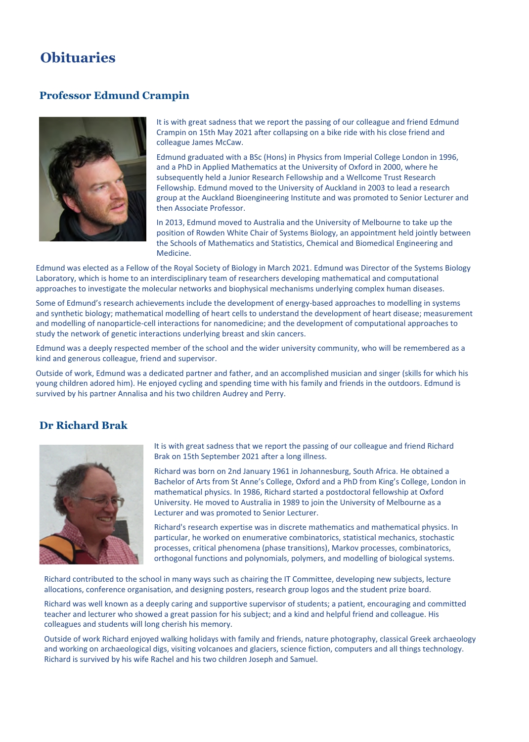# Obituaries

## Professor Edmund Crampin

It is with great sadness that we report the passing of our colleague and friend Edmund Crampin on 15th May 2021 after collapsing on a bike ride with his close friend and colleague James McCaw.

Edmund graduated with a BSc (Hons) in Physics from Imperial College London in 1996, and a PhD in Applied Mathematics at the University of Oxford in 2000, where he subsequently held a Junior Research Fellowship and a Wellcome Trust Research Fellowship. Edmund moved to the University of Auckland in 2003 to lead a research group at the Auckland Bioengineering Institute and was promoted to Senior Lecturer and then Associate Professor.

In 2013, Edmund moved to Australia and the University of Melbourne to take up the position of Rowden White Chair of Systems Biology, an appointment held jointly between the Schools of Mathematics and Statistics, Chemical and Biomedical Engineering and Medicine.

Edmund was elected as a Fellow of the Royal Society of Biology in March 2021. Edmund was Director of the Systems Biology Laboratory, which is home to an interdisciplinary team of researchers developing mathematical and computational approaches to investigate the molecular networks and biophysical mechanisms underlying complex human diseases.

Some of Edmund's research achievements include the development of energy-based approaches to modelling in systems and synthetic biology; mathematical modelling of heart cells to understand the development of heart disease; measurement and modelling of nanoparticle-cell interactions for nanomedicine; and the development of computational approaches to study the network of genetic interactions underlying breast and skin cancers.

Edmund was a deeply respected member of the school and the wider university community, who will be remembered as a kind and generous colleague, friend and supervisor.

Outside of work, Edmund was a dedicated partner and father, and an accomplished musician and singer (skills for which his young children adored him). He enjoyed cycling and spending time with his family and friends in the outdoors. Edmund is survived by his partner Annalisa and his two children Audrey and Perry.

## Dr Richard Brak

It is with great sadness that we report the passing of our colleague and friend Richard Brak on 15th September 2021 after a long illness.

Richard was born on 2nd January 1961 in Johannesburg, South Africa. He obtained a Bachelor of Arts from St Anne's College, Oxford and a PhD from King's College, London in mathematical physics. In 1986, Richard started a postdoctoral fellowship at Oxford University. He moved to Australia in 1989 to join the University of Melbourne as a Lecturer and was promoted to Senior Lecturer.

Richard's research expertise was in discrete mathematics and mathematical physics. In particular, he worked on enumerative combinatorics, statistical mechanics, stochastic processes, critical phenomena (phase transitions), Markov processes, combinatorics, orthogonal functions and polynomials, polymers, and modelling of biological systems.

Richard contributed to the school in many ways such as chairing the IT Committee, developing new subjects, lecture allocations, conference organisation, and designing posters, research group logos and the student prize board.

Richard was well known as a deeply caring and supportive supervisor of students; a patient, encouraging and committed teacher and lecturer who showed a great passion for his subject; and a kind and helpful friend and colleague. His colleagues and students will long cherish his memory.

Outside of work Richard enjoyed walking holidays with family and friends, nature photography, classical Greek archaeology and working on archaeological digs, visiting volcanoes and glaciers, science fiction, computers and all things technology. Richard is survived by his wife Rachel and his two children Joseph and Samuel.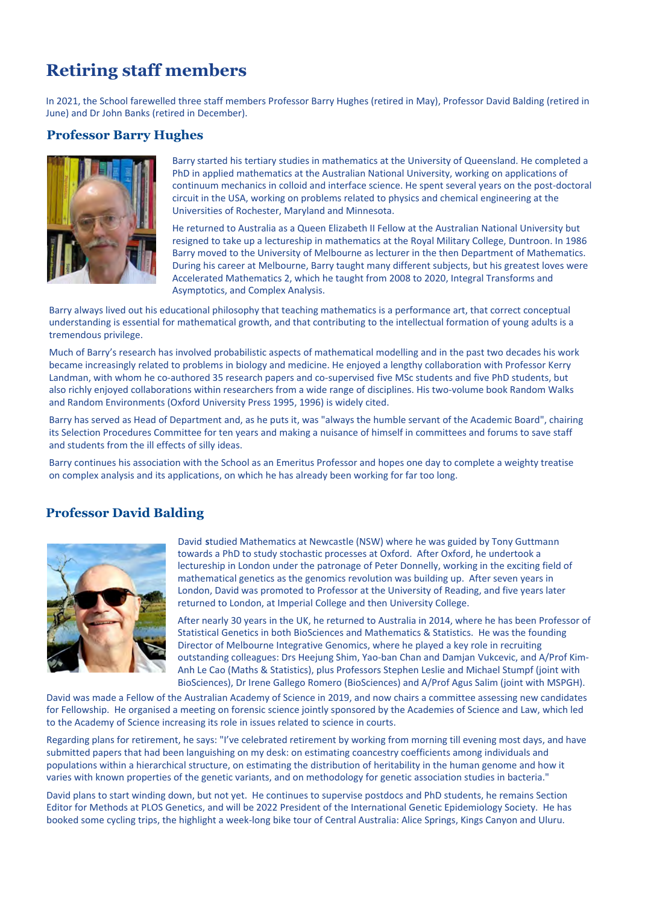# Retiring staff members

In 2021, the School farewelled three staff members Professor Barry Hughes (retired in May), Professor David Balding (retired in June) and Dr John Banks (retired in December).

## Professor Barry Hughes

Barry started his tertiary studies in mathematics at the University of Queensland. He completed a PhD in applied mathematics at the Australian National University, working on applications of continuum mechanics in colloid and interface science. He spent several years on the post-doctoral circuit in the USA, working on problems related to physics and chemical engineering at the Universities of Rochester, Maryland and Minnesota.

He returned to Australia as a Queen Elizabeth II Fellow at the Australian National University but resigned to take up a lectureship in mathematics at the Royal Military College, Duntroon. In 1986 Barry moved to the University of Melbourne as lecturer in the then Department of Mathematics. During his career at Melbourne, Barry taught many different subjects, but his greatest loves were Accelerated Mathematics 2, which he taught from 2008 to 2020, Integral Transforms and Asymptotics, and Complex Analysis.

Barry always lived out his educational philosophy that teaching mathematics is a performance art, that correct conceptual understanding is essential for mathematical growth, and that contributing to the intellectual formation of young adults is a tremendous privilege.

Much of Barry's research has involved probabilistic aspects of mathematical modelling and in the past two decades his work became increasingly related to problems in biology and medicine. He enjoyed a lengthy collaboration with Professor Kerry Landman, with whom he co-authored 35 research papers and co-supervised five MSc students and five PhD students, but also richly enjoyed collaborations within researchers from a wide range of disciplines. His two-volume book Random Walks and Random Environments (Oxford University Press 1995, 1996) is widely cited.

Barry has served as Head of Department and, as he puts it, was "always the humble servant of the Academic Board", chairing its Selection Procedures Committee for ten years and making a nuisance of himself in committees and forums to save staff and students from the ill effects of silly ideas.

Barry continues his association with the School as an Emeritus Professor and hopes one day to complete a weighty treatise on complex analysis and its applications, on which he has already been working for far too long.

## Professor David Balding

David studied Mathematics at Newcastle (NSW) where he was guided by Tony Guttmann towards a PhD to study stochastic processes at Oxford. After Oxford, he undertook a lectureship in London under the patronage of Peter Donnelly, working in the exciting field of mathematical genetics as the genomics revolution was building up. After seven years in London, David was promoted to Professor at the University of Reading, and five years later returned to London, at Imperial College and then University College.

After nearly 30 years in the UK, he returned to Australia in 2014, where he has been Professor of Statistical Genetics in both BioSciences and Mathematics & Statistics. He was the founding Director of Melbourne Integrative Genomics, where he played a key role in recruiting outstanding colleagues: Drs Heejung Shim, Yao-ban Chan and Damjan Vukcevic, and A/Prof Kim-Anh Le Cao (Maths & Statistics), plus Professors Stephen Leslie and Michael Stumpf (joint with BioSciences), Dr Irene Gallego Romero (BioSciences) and A/Prof Agus Salim (joint with MSPGH).

David was made a Fellow of the Australian Academy of Science in 2019, and now chairs a committee assessing new candidates for Fellowship. He organised a meeting on forensic science jointly sponsored by the Academies of Science and Law, which led to the Academy of Science increasing its role in issues related to science in courts.

Regarding plans for retirement, he says: "I've celebrated retirement by working from morning till evening most days, and have submitted papers that had been languishing on my desk: on estimating coancestry coefficients among individuals and populations within a hierarchical structure, on estimating the distribution of heritability in the human genome and how it varies with known properties of the genetic variants, and on methodology for genetic association studies in bacteria."

David plans to start winding down, but not yet. He continues to supervise postdocs and PhD students, he remains Section Editor for Methods at PLOS Genetics, and will be 2022 President of the International Genetic Epidemiology Society. He has booked some cycling trips, the highlight a week-long bike tour of Central Australia: Alice Springs, Kings Canyon and Uluru.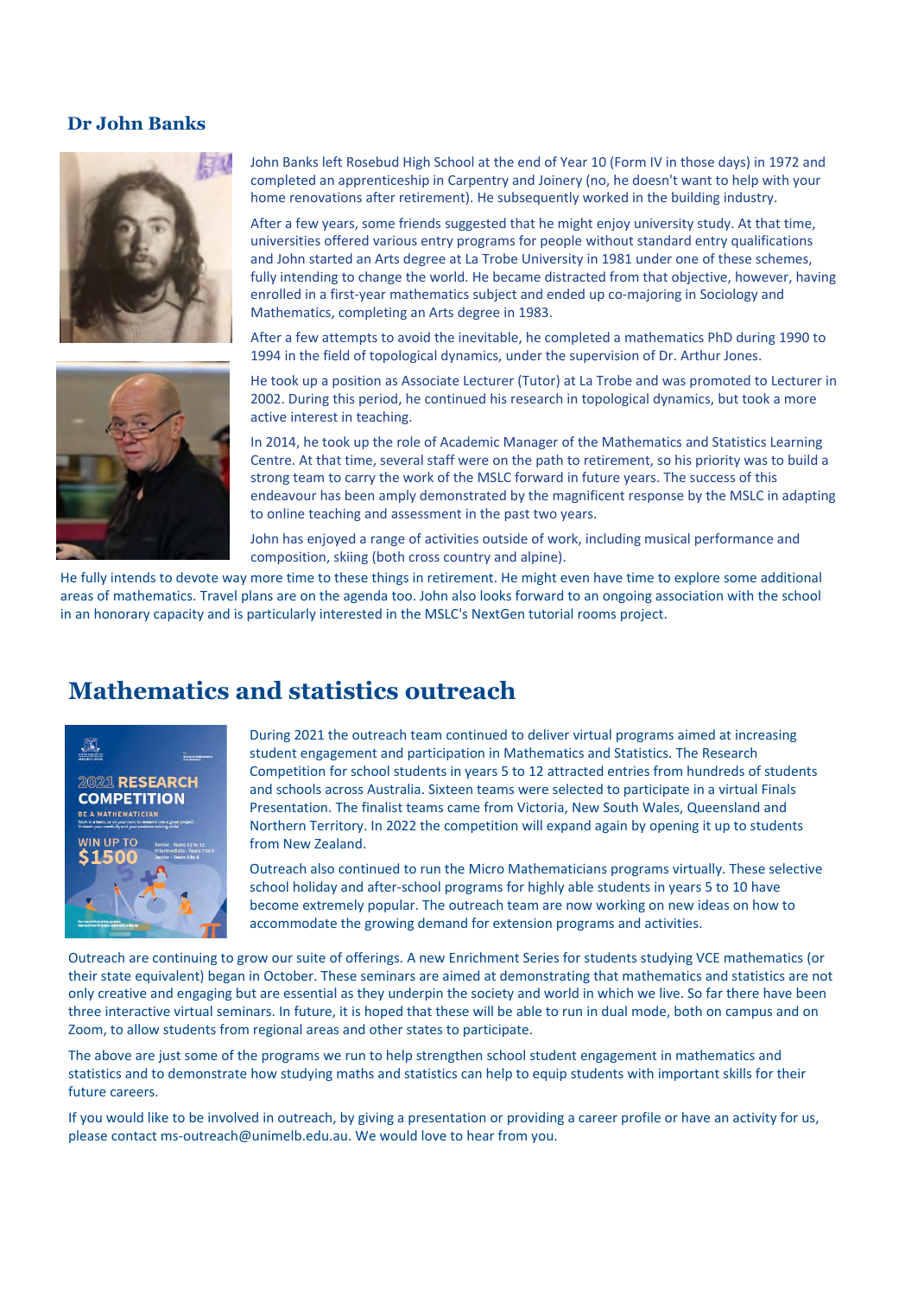## Dr John Banks

John Banks left Rosebud High School at the end of Year 10 (Form IV in those days) in 1972 and completed an apprenticeship in Carpentry and Joinery (no, he doesn't want to help with your home renovations after retirement). He subsequently worked in the building industry.

After a few years, some friends suggested that he might enjoy university study. At that time, universities offered various entry programs for people without standard entry qualifications and John started an Arts degree at La Trobe University in 1981 under one of these schemes, fully intending to change the world. He became distracted from that objective, however, having enrolled in a first-year mathematics subject and ended up co-majoring in Sociology and Mathematics, completing an Arts degree in 1983.

After a few attempts to avoid the inevitable, he completed a mathematics PhD during 1990 to 1994 in the field of topological dynamics, under the supervision of Dr. Arthur Jones.

He took up a position as Associate Lecturer (Tutor) at La Trobe and was promoted to Lecturer in 2002. During this period, he continued his research in topological dynamics, but took a more active interest in teaching.

In 2014, he took up the role of Academic Manager of the Mathematics and Statistics Learning Centre. At that time, several staff were on the path to retirement, so his priority was to build a strong team to carry the work of the MSLC forward in future years. The success of this endeavour has been amply demonstrated by the magnificent response by the MSLC in adapting to online teaching and assessment in the past two years.

John has enjoyed a range of activities outside of work, including musical performance and composition, skiing (both cross country and alpine).

He fully intends to devote way more time to these things in retirement. He might even have time to explore some additional areas of mathematics. Travel plans are on the agenda too. John also looks forward to an ongoing association with the school in an honorary capacity and is particularly interested in the MSLC's NextGen tutorial rooms project.

## Mathematics and statistics outreach

During 2021 the outreach team continued to deliver virtual programs aimed at increasing student engagement and participation in Mathematics and Statistics. The Research Competition for school students in years 5 to 12 attracted entries from hundreds of students and schools across Australia. Sixteen teams were selected to participate in a virtual Finals Presentation. The finalist teams came from Victoria, New South Wales, Queensland and Northern Territory. In 2022 the competition will expand again by opening it up to students from New Zealand.

Outreach also continued to run the Micro Mathematicians programs virtually. These selective school holiday and after-school programs for highly able students in years 5 to 10 have become extremely popular. The outreach team are now working on new ideas on how to accommodate the growing demand for extension programs and activities.

Outreach are continuing to grow our suite of offerings. A new Enrichment Series for students studying VCE mathematics (or their state equivalent) began in October. These seminars are aimed at demonstrating that mathematics and statistics are not only creative and engaging but are essential as they underpin the society and world in which we live. So far there have been three interactive virtual seminars. In future, it is hoped that these will be able to run in dual mode, both on campus and on Zoom, to allow students from regional areas and other states to participate.

The above are just some of the programs we run to help strengthen school student engagement in mathematics and statistics and to demonstrate how studying maths and statistics can help to equip students with important skills for their future careers.

If you would like to be involved in outreach, by giving a presentation or providing a career profile or have an activity for us, please contact ms-outreach@unimelb.edu.au. We would love to hear from you.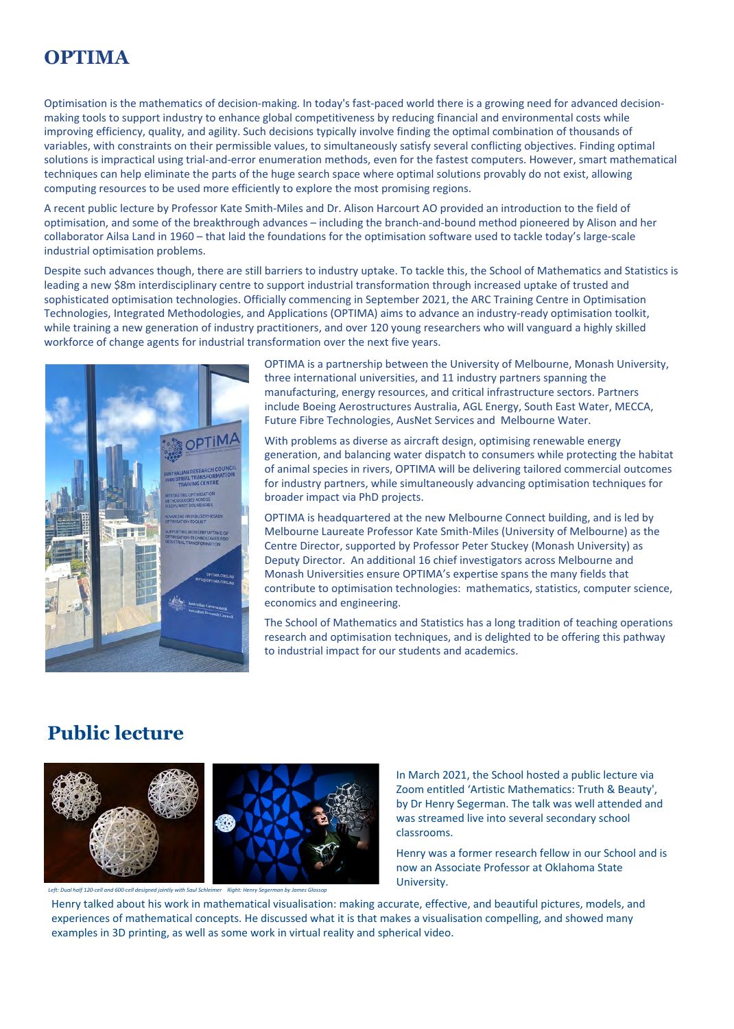# OPTIMA

Optimisation is the mathematics of decision-making. In today's fast-paced world there is a growing need for advanced decision-making tools to support industry to enhance global competitiveness by reducing financial and environmental costs while improving efficiency, quality, and agility. Such decisions typically involve finding the optimal combination of thousands of variables, with constraints on their permissible values, to simultaneously satisfy several conflicting objectives. Finding optimal solutions is impractical using trial-and-error enumeration methods, even for the fastest computers. However, smart mathematical techniques can help eliminate the parts of the huge search space where optimal solutions provably do not exist, allowing computing resources to be used more efficiently to explore the most promising regions.

A recent public lecture by Professor Kate Smith-Miles and Dr. Alison Harcourt AO provided an introduction to the field of optimisation, and some of the breakthrough advances – including the branch-and-bound method pioneered by Alison and her collaborator Ailsa Land in 1960 – that laid the foundations for the optimisation software used to tackle today's large-scale industrial optimisation problems.

Despite such advances though, there are still barriers to industry uptake. To tackle this, the School of Mathematics and Statistics is leading a new $8m interdisciplinary centre to support industrial transformation through increased uptake of trusted and sophisticated optimisation technologies. Officially commencing in September 2021, the ARC Training Centre in Optimisation Technologies, Integrated Methodologies, and Applications (OPTIMA) aims to advance an industry-ready optimisation toolkit, while training a new generation of industry practitioners, and over 120 young researchers who will vanguard a highly skilled workforce of change agents for industrial transformation over the next five years.

OPTIMA is a partnership between the University of Melbourne, Monash University, three international universities, and 11 industry partners spanning the manufacturing, energy resources, and critical infrastructure sectors. Partners include Boeing Aerostructures Australia, AGL Energy, South East Water, MECCA, Future Fibre Technologies, AusNet Services and Melbourne Water.

With problems as diverse as aircraft design, optimising renewable energy generation, and balancing water dispatch to consumers while protecting the habitat of animal species in rivers, OPTIMA will be delivering tailored commercial outcomes for industry partners, while simultaneously advancing optimisation techniques for broader impact via PhD projects.

OPTIMA is headquartered at the new Melbourne Connect building, and is led by Melbourne Laureate Professor Kate Smith-Miles (University of Melbourne) as the Centre Director, supported by Professor Peter Stuckey (Monash University) as Deputy Director. An additional 16 chief investigators across Melbourne and Monash Universities ensure OPTIMA's expertise spans the many fields that contribute to optimisation technologies: mathematics, statistics, computer science, economics and engineering.

The School of Mathematics and Statistics has a long tradition of teaching operations research and optimisation techniques, and is delighted to be offering this pathway to industrial impact for our students and academics.

# Public lecture

*Left: Dual half 120-cell and 600-cell designed jointly with Saul Schleimer Right: Henry Segerman by James Glossop*

In March 2021, the School hosted a public lecture via Zoom entitled 'Artistic Mathematics: Truth & Beauty', by Dr Henry Segerman. The talk was well attended and was streamed live into several secondary school classrooms.

Henry was a former research fellow in our School and is now an Associate Professor at Oklahoma State University.

Henry talked about his work in mathematical visualisation: making accurate, effective, and beautiful pictures, models, and experiences of mathematical concepts. He discussed what it is that makes a visualisation compelling, and showed many examples in 3D printing, as well as some work in virtual reality and spherical video.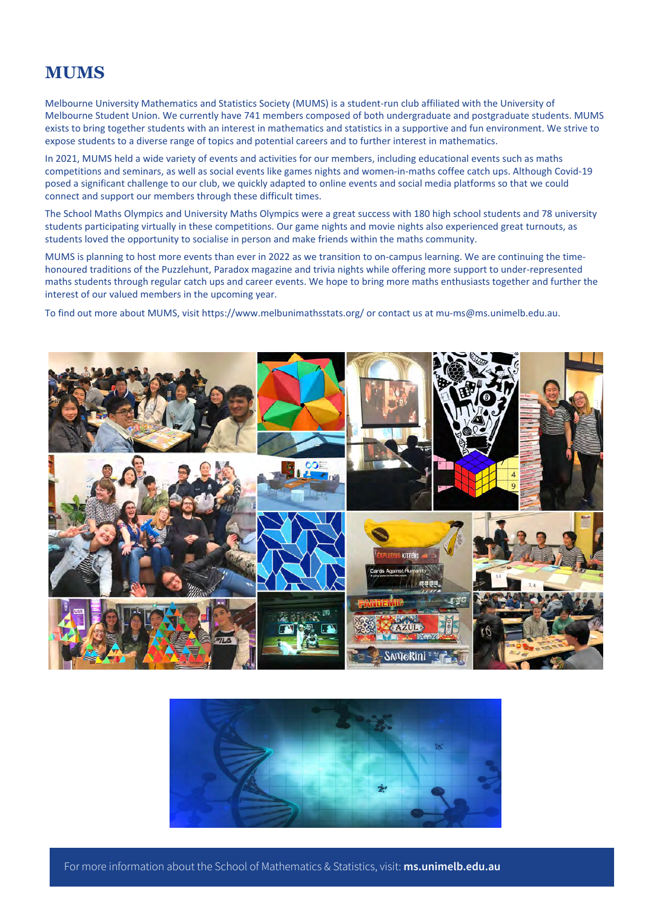# MUMS

Melbourne University Mathematics and Statistics Society (MUMS) is a student-run club affiliated with the University of Melbourne Student Union. We currently have 741 members composed of both undergraduate and postgraduate students. MUMS exists to bring together students with an interest in mathematics and statistics in a supportive and fun environment. We strive to expose students to a diverse range of topics and potential careers and to further interest in mathematics.

In 2021, MUMS held a wide variety of events and activities for our members, including educational events such as maths competitions and seminars, as well as social events like games nights and women-in-maths coffee catch ups. Although Covid-19 posed a significant challenge to our club, we quickly adapted to online events and social media platforms so that we could connect and support our members through these difficult times.

The School Maths Olympics and University Maths Olympics were a great success with 180 high school students and 78 university students participating virtually in these competitions. Our game nights and movie nights also experienced great turnouts, as students loved the opportunity to socialise in person and make friends within the maths community.

MUMS is planning to host more events than ever in 2022 as we transition to on-campus learning. We are continuing the time-honoured traditions of the Puzzlehunt, Paradox magazine and trivia nights while offering more support to under-represented maths students through regular catch ups and career events. We hope to bring more maths enthusiasts together and further the interest of our valued members in the upcoming year.

To find out more about MUMS, visit https://www.melbunimathsstats.org/ or contact us at mu-ms@ms.unimelb.edu.au.

For more information about the School of Mathematics & Statistics, visit: **ms.unimelb.edu.au**